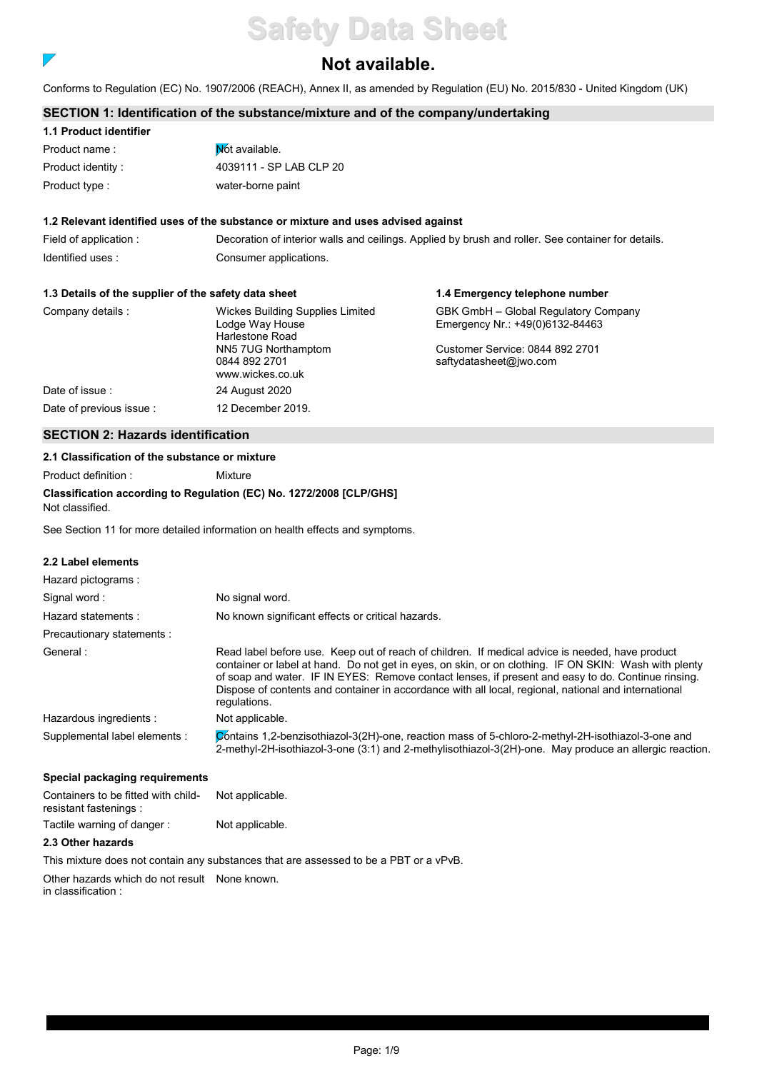# Safety Data Sheet

## Not available.

Conforms to Regulation (EC) No. 1907/2006 (REACH), Annex II, as amended by Regulation (EU) No. 2015/830 - United Kingdom (UK)

## SECTION 1: Identification of the substance/mixture and of the company/undertaking

### 1.1 Product identifier

| | |
|---|---|
| Product name : | Not available. |
| Product identity : | 4039111 - SP LAB CLP 20 |
| Product type : | water-borne paint |

### 1.2 Relevant identified uses of the substance or mixture and uses advised against

| | |
|---|---|
| Field of application : | Decoration of interior walls and ceilings. Applied by brush and roller. See container for details. |
| Identified uses : | Consumer applications. |

### 1.3 Details of the supplier of the safety data sheet

Company details :
Wickes Building Supplies Limited
Lodge Way House
Harlestone Road
NN5 7UG Northamptom
0844 892 2701
www.wickes.co.uk

Date of issue : 24 August 2020

Date of previous issue : 12 December 2019.

### 1.4 Emergency telephone number

GBK GmbH – Global Regulatory Company
Emergency Nr.: +49(0)6132-84463

Customer Service: 0844 892 2701
saftydatasheet@jwo.com

## SECTION 2: Hazards identification

### 2.1 Classification of the substance or mixture

Product definition : Mixture

**Classification according to Regulation (EC) No. 1272/2008 [CLP/GHS]**

Not classified.

See Section 11 for more detailed information on health effects and symptoms.

### 2.2 Label elements

| | |
|---|---|
| Hazard pictograms : | |
| Signal word : | No signal word. |
| Hazard statements : | No known significant effects or critical hazards. |
| Precautionary statements : | |
| General : | Read label before use. Keep out of reach of children. If medical advice is needed, have product container or label at hand. Do not get in eyes, on skin, or on clothing. IF ON SKIN: Wash with plenty of soap and water. IF IN EYES: Remove contact lenses, if present and easy to do. Continue rinsing. Dispose of contents and container in accordance with all local, regional, national and international regulations. |
| Hazardous ingredients : | Not applicable. |
| Supplemental label elements : | Contains 1,2-benzisothiazol-3(2H)-one, reaction mass of 5-chloro-2-methyl-2H-isothiazol-3-one and 2-methyl-2H-isothiazol-3-one (3:1) and 2-methylisothiazol-3(2H)-one. May produce an allergic reaction. |

**Special packaging requirements**

| | |
|---|---|
| Containers to be fitted with child-resistant fastenings : | Not applicable. |
| Tactile warning of danger : | Not applicable. |

### 2.3 Other hazards

This mixture does not contain any substances that are assessed to be a PBT or a vPvB.

Other hazards which do not result in classification : None known.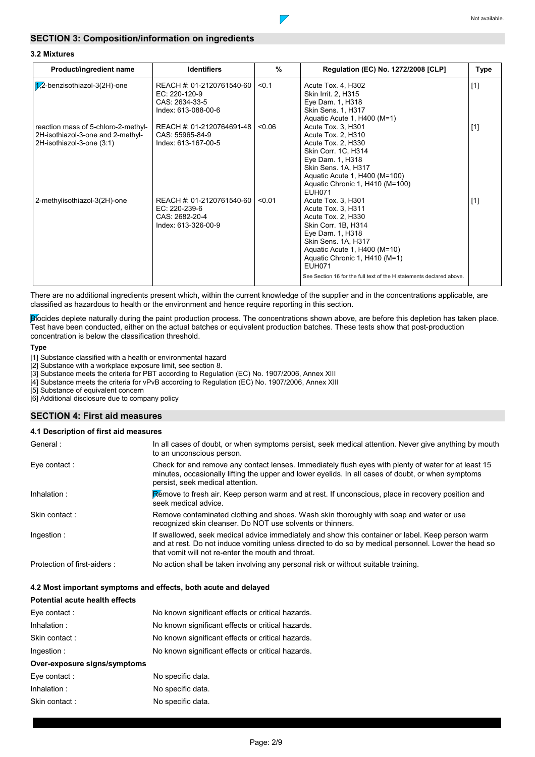## SECTION 3: Composition/information on ingredients

### 3.2 Mixtures

| Product/ingredient name | Identifiers | % | Regulation (EC) No. 1272/2008 [CLP] | Type |
|---|---|---|---|---|
| 1,2-benzisothiazol-3(2H)-one | REACH #: 01-2120761540-60<br>EC: 220-120-9<br>CAS: 2634-33-5<br>Index: 613-088-00-6 | <0.1 | Acute Tox. 4, H302<br>Skin Irrit. 2, H315<br>Eye Dam. 1, H318<br>Skin Sens. 1, H317<br>Aquatic Acute 1, H400 (M=1) | [1] |
| reaction mass of 5-chloro-2-methyl-2H-isothiazol-3-one and 2-methyl-2H-isothiazol-3-one (3:1) | REACH #: 01-2120764691-48<br>CAS: 55965-84-9<br>Index: 613-167-00-5 | <0.06 | Acute Tox. 3, H301<br>Acute Tox. 2, H310<br>Acute Tox. 2, H330<br>Skin Corr. 1C, H314<br>Eye Dam. 1, H318<br>Skin Sens. 1A, H317<br>Aquatic Acute 1, H400 (M=100)<br>Aquatic Chronic 1, H410 (M=100)<br>EUH071 | [1] |
| 2-methylisothiazol-3(2H)-one | REACH #: 01-2120761540-60<br>EC: 220-239-6<br>CAS: 2682-20-4<br>Index: 613-326-00-9 | <0.01 | Acute Tox. 3, H301<br>Acute Tox. 3, H311<br>Acute Tox. 2, H330<br>Skin Corr. 1B, H314<br>Eye Dam. 1, H318<br>Skin Sens. 1A, H317<br>Aquatic Acute 1, H400 (M=10)<br>Aquatic Chronic 1, H410 (M=1)<br>EUH071<br>See Section 16 for the full text of the H statements declared above. | [1] |

There are no additional ingredients present which, within the current knowledge of the supplier and in the concentrations applicable, are classified as hazardous to health or the environment and hence require reporting in this section.

Biocides deplete naturally during the paint production process. The concentrations shown above, are before this depletion has taken place. Test have been conducted, either on the actual batches or equivalent production batches. These tests show that post-production concentration is below the classification threshold.

**Type**

[1] Substance classified with a health or environmental hazard
[2] Substance with a workplace exposure limit, see section 8.
[3] Substance meets the criteria for PBT according to Regulation (EC) No. 1907/2006, Annex XIII
[4] Substance meets the criteria for vPvB according to Regulation (EC) No. 1907/2006, Annex XIII
[5] Substance of equivalent concern
[6] Additional disclosure due to company policy

## SECTION 4: First aid measures

### 4.1 Description of first aid measures

| | |
|---|---|
| General : | In all cases of doubt, or when symptoms persist, seek medical attention. Never give anything by mouth to an unconscious person. |
| Eye contact : | Check for and remove any contact lenses. Immediately flush eyes with plenty of water for at least 15 minutes, occasionally lifting the upper and lower eyelids. In all cases of doubt, or when symptoms persist, seek medical attention. |
| Inhalation : | Remove to fresh air. Keep person warm and at rest. If unconscious, place in recovery position and seek medical advice. |
| Skin contact : | Remove contaminated clothing and shoes. Wash skin thoroughly with soap and water or use recognized skin cleanser. Do NOT use solvents or thinners. |
| Ingestion : | If swallowed, seek medical advice immediately and show this container or label. Keep person warm and at rest. Do not induce vomiting unless directed to do so by medical personnel. Lower the head so that vomit will not re-enter the mouth and throat. |
| Protection of first-aiders : | No action shall be taken involving any personal risk or without suitable training. |

### 4.2 Most important symptoms and effects, both acute and delayed

**Potential acute health effects**

| | |
|---|---|
| Eye contact : | No known significant effects or critical hazards. |
| Inhalation : | No known significant effects or critical hazards. |
| Skin contact : | No known significant effects or critical hazards. |
| Ingestion : | No known significant effects or critical hazards. |

**Over-exposure signs/symptoms**

| | |
|---|---|
| Eye contact : | No specific data. |
| Inhalation : | No specific data. |
| Skin contact : | No specific data. |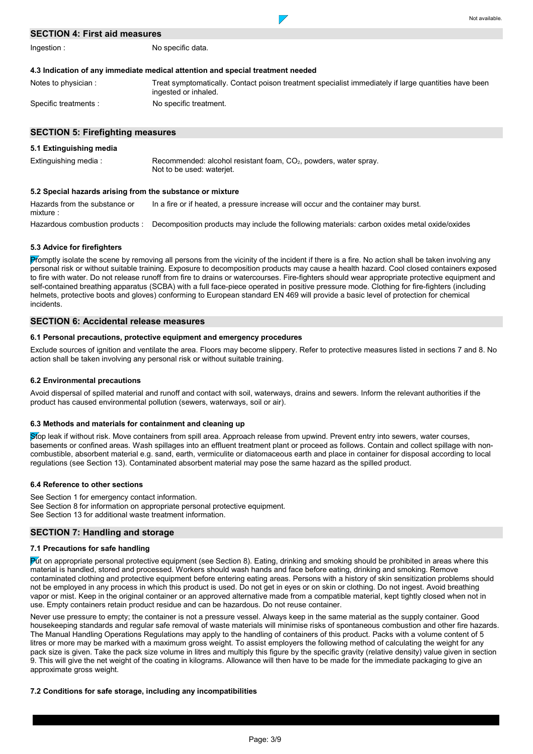## SECTION 4: First aid measures

Ingestion : No specific data.

### 4.3 Indication of any immediate medical attention and special treatment needed

Notes to physician : Treat symptomatically. Contact poison treatment specialist immediately if large quantities have been ingested or inhaled.

Specific treatments : No specific treatment.

## SECTION 5: Firefighting measures

### 5.1 Extinguishing media

Extinguishing media : Recommended: alcohol resistant foam, $CO_2$, powders, water spray.
Not to be used: waterjet.

### 5.2 Special hazards arising from the substance or mixture

Hazards from the substance or mixture : In a fire or if heated, a pressure increase will occur and the container may burst.

Hazardous combustion products : Decomposition products may include the following materials: carbon oxides metal oxide/oxides

### 5.3 Advice for firefighters

Promptly isolate the scene by removing all persons from the vicinity of the incident if there is a fire. No action shall be taken involving any personal risk or without suitable training. Exposure to decomposition products may cause a health hazard. Cool closed containers exposed to fire with water. Do not release runoff from fire to drains or watercourses. Fire-fighters should wear appropriate protective equipment and self-contained breathing apparatus (SCBA) with a full face-piece operated in positive pressure mode. Clothing for fire-fighters (including helmets, protective boots and gloves) conforming to European standard EN 469 will provide a basic level of protection for chemical incidents.

## SECTION 6: Accidental release measures

### 6.1 Personal precautions, protective equipment and emergency procedures

Exclude sources of ignition and ventilate the area. Floors may become slippery. Refer to protective measures listed in sections 7 and 8. No action shall be taken involving any personal risk or without suitable training.

### 6.2 Environmental precautions

Avoid dispersal of spilled material and runoff and contact with soil, waterways, drains and sewers. Inform the relevant authorities if the product has caused environmental pollution (sewers, waterways, soil or air).

### 6.3 Methods and materials for containment and cleaning up

Stop leak if without risk. Move containers from spill area. Approach release from upwind. Prevent entry into sewers, water courses, basements or confined areas. Wash spillages into an effluent treatment plant or proceed as follows. Contain and collect spillage with non-combustible, absorbent material e.g. sand, earth, vermiculite or diatomaceous earth and place in container for disposal according to local regulations (see Section 13). Contaminated absorbent material may pose the same hazard as the spilled product.

### 6.4 Reference to other sections

See Section 1 for emergency contact information.
See Section 8 for information on appropriate personal protective equipment.
See Section 13 for additional waste treatment information.

## SECTION 7: Handling and storage

### 7.1 Precautions for safe handling

Put on appropriate personal protective equipment (see Section 8). Eating, drinking and smoking should be prohibited in areas where this material is handled, stored and processed. Workers should wash hands and face before eating, drinking and smoking. Remove contaminated clothing and protective equipment before entering eating areas. Persons with a history of skin sensitization problems should not be employed in any process in which this product is used. Do not get in eyes or on skin or clothing. Do not ingest. Avoid breathing vapor or mist. Keep in the original container or an approved alternative made from a compatible material, kept tightly closed when not in use. Empty containers retain product residue and can be hazardous. Do not reuse container.

Never use pressure to empty; the container is not a pressure vessel. Always keep in the same material as the supply container. Good housekeeping standards and regular safe removal of waste materials will minimise risks of spontaneous combustion and other fire hazards. The Manual Handling Operations Regulations may apply to the handling of containers of this product. Packs with a volume content of 5 litres or more may be marked with a maximum gross weight. To assist employers the following method of calculating the weight for any pack size is given. Take the pack size volume in litres and multiply this figure by the specific gravity (relative density) value given in section 9. This will give the net weight of the coating in kilograms. Allowance will then have to be made for the immediate packaging to give an approximate gross weight.

### 7.2 Conditions for safe storage, including any incompatibilities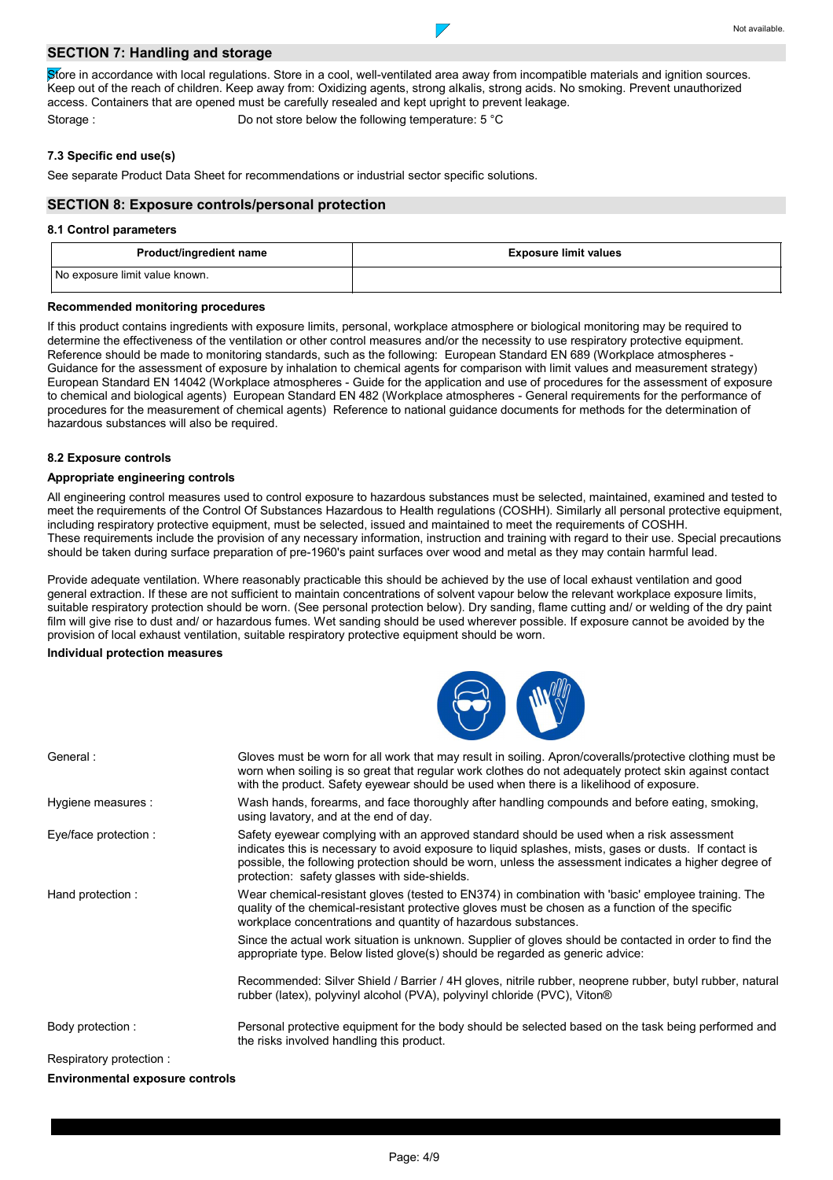## SECTION 7: Handling and storage

Store in accordance with local regulations. Store in a cool, well-ventilated area away from incompatible materials and ignition sources. Keep out of the reach of children. Keep away from: Oxidizing agents, strong alkalis, strong acids. No smoking. Prevent unauthorized access. Containers that are opened must be carefully resealed and kept upright to prevent leakage.

Storage : Do not store below the following temperature: 5 °C

### 7.3 Specific end use(s)

See separate Product Data Sheet for recommendations or industrial sector specific solutions.

## SECTION 8: Exposure controls/personal protection

### 8.1 Control parameters

| Product/ingredient name | Exposure limit values |
| --- | --- |
| No exposure limit value known. | |

**Recommended monitoring procedures**

If this product contains ingredients with exposure limits, personal, workplace atmosphere or biological monitoring may be required to determine the effectiveness of the ventilation or other control measures and/or the necessity to use respiratory protective equipment. Reference should be made to monitoring standards, such as the following: European Standard EN 689 (Workplace atmospheres - Guidance for the assessment of exposure by inhalation to chemical agents for comparison with limit values and measurement strategy) European Standard EN 14042 (Workplace atmospheres - Guide for the application and use of procedures for the assessment of exposure to chemical and biological agents) European Standard EN 482 (Workplace atmospheres - General requirements for the performance of procedures for the measurement of chemical agents) Reference to national guidance documents for methods for the determination of hazardous substances will also be required.

### 8.2 Exposure controls

**Appropriate engineering controls**

All engineering control measures used to control exposure to hazardous substances must be selected, maintained, examined and tested to meet the requirements of the Control Of Substances Hazardous to Health regulations (COSHH). Similarly all personal protective equipment, including respiratory protective equipment, must be selected, issued and maintained to meet the requirements of COSHH.
These requirements include the provision of any necessary information, instruction and training with regard to their use. Special precautions should be taken during surface preparation of pre-1960's paint surfaces over wood and metal as they may contain harmful lead.

Provide adequate ventilation. Where reasonably practicable this should be achieved by the use of local exhaust ventilation and good general extraction. If these are not sufficient to maintain concentrations of solvent vapour below the relevant workplace exposure limits, suitable respiratory protection should be worn. (See personal protection below). Dry sanding, flame cutting and/ or welding of the dry paint film will give rise to dust and/ or hazardous fumes. Wet sanding should be used wherever possible. If exposure cannot be avoided by the provision of local exhaust ventilation, suitable respiratory protective equipment should be worn.

**Individual protection measures**

General : Gloves must be worn for all work that may result in soiling. Apron/coveralls/protective clothing must be worn when soiling is so great that regular work clothes do not adequately protect skin against contact with the product. Safety eyewear should be used when there is a likelihood of exposure.

Hygiene measures : Wash hands, forearms, and face thoroughly after handling compounds and before eating, smoking, using lavatory, and at the end of day.

Eye/face protection : Safety eyewear complying with an approved standard should be used when a risk assessment indicates this is necessary to avoid exposure to liquid splashes, mists, gases or dusts. If contact is possible, the following protection should be worn, unless the assessment indicates a higher degree of protection: safety glasses with side-shields.

Hand protection : Wear chemical-resistant gloves (tested to EN374) in combination with 'basic' employee training. The quality of the chemical-resistant protective gloves must be chosen as a function of the specific workplace concentrations and quantity of hazardous substances.

Since the actual work situation is unknown. Supplier of gloves should be contacted in order to find the appropriate type. Below listed glove(s) should be regarded as generic advice:

Recommended: Silver Shield / Barrier / 4H gloves, nitrile rubber, neoprene rubber, butyl rubber, natural rubber (latex), polyvinyl alcohol (PVA), polyvinyl chloride (PVC), Viton®

Body protection : Personal protective equipment for the body should be selected based on the task being performed and the risks involved handling this product.

Respiratory protection :

**Environmental exposure controls**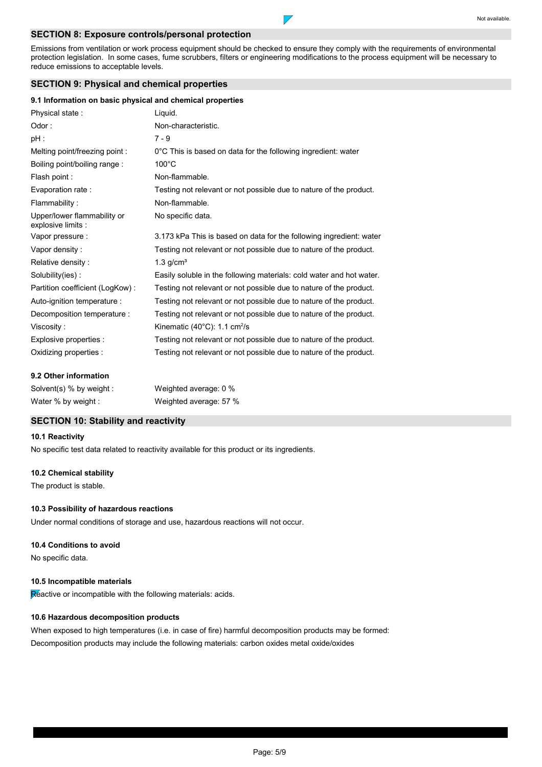## SECTION 8: Exposure controls/personal protection

Emissions from ventilation or work process equipment should be checked to ensure they comply with the requirements of environmental protection legislation. In some cases, fume scrubbers, filters or engineering modifications to the process equipment will be necessary to reduce emissions to acceptable levels.

## SECTION 9: Physical and chemical properties

### 9.1 Information on basic physical and chemical properties

| | |
|---|---|
| Physical state : | Liquid. |
| Odor : | Non-characteristic. |
| pH : | 7 - 9 |
| Melting point/freezing point : | 0°C This is based on data for the following ingredient: water |
| Boiling point/boiling range : | 100°C |
| Flash point : | Non-flammable. |
| Evaporation rate : | Testing not relevant or not possible due to nature of the product. |
| Flammability : | Non-flammable. |
| Upper/lower flammability or explosive limits : | No specific data. |
| Vapor pressure : | 3.173 kPa This is based on data for the following ingredient: water |
| Vapor density : | Testing not relevant or not possible due to nature of the product. |
| Relative density : | 1.3 g/cm³ |
| Solubility(ies) : | Easily soluble in the following materials: cold water and hot water. |
| Partition coefficient (LogKow) : | Testing not relevant or not possible due to nature of the product. |
| Auto-ignition temperature : | Testing not relevant or not possible due to nature of the product. |
| Decomposition temperature : | Testing not relevant or not possible due to nature of the product. |
| Viscosity : | Kinematic (40°C): 1.1 cm²/s |
| Explosive properties : | Testing not relevant or not possible due to nature of the product. |
| Oxidizing properties : | Testing not relevant or not possible due to nature of the product. |

### 9.2 Other information

| | |
|---|---|
| Solvent(s) % by weight : | Weighted average: 0 % |
| Water % by weight : | Weighted average: 57 % |

## SECTION 10: Stability and reactivity

### 10.1 Reactivity

No specific test data related to reactivity available for this product or its ingredients.

### 10.2 Chemical stability

The product is stable.

### 10.3 Possibility of hazardous reactions

Under normal conditions of storage and use, hazardous reactions will not occur.

### 10.4 Conditions to avoid

No specific data.

### 10.5 Incompatible materials

Reactive or incompatible with the following materials: acids.

### 10.6 Hazardous decomposition products

When exposed to high temperatures (i.e. in case of fire) harmful decomposition products may be formed:
Decomposition products may include the following materials: carbon oxides metal oxide/oxides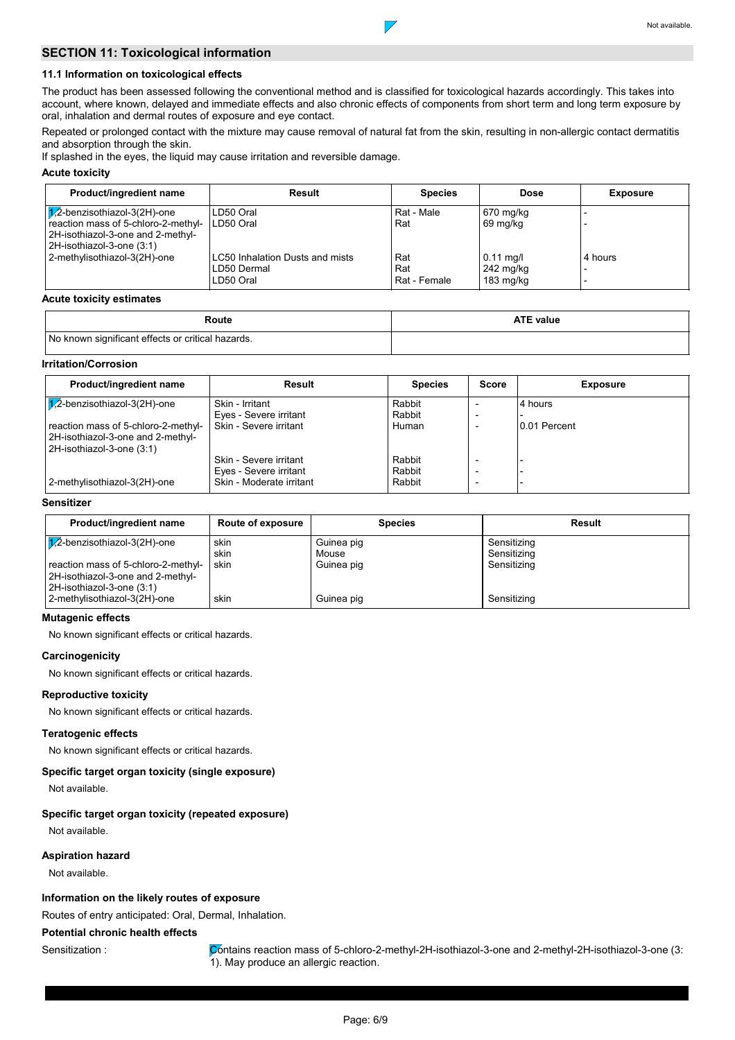## SECTION 11: Toxicological information

### 11.1 Information on toxicological effects

The product has been assessed following the conventional method and is classified for toxicological hazards accordingly. This takes into account, where known, delayed and immediate effects and also chronic effects of components from short term and long term exposure by oral, inhalation and dermal routes of exposure and eye contact.

Repeated or prolonged contact with the mixture may cause removal of natural fat from the skin, resulting in non-allergic contact dermatitis and absorption through the skin.

If splashed in the eyes, the liquid may cause irritation and reversible damage.

**Acute toxicity**

| Product/ingredient name | Result | Species | Dose | Exposure |
|---|---|---|---|---|
| 1,2-benzisothiazol-3(2H)-one | LD50 Oral | Rat - Male | 670 mg/kg | - |
| reaction mass of 5-chloro-2-methyl-2H-isothiazol-3-one and 2-methyl-2H-isothiazol-3-one (3:1) | LD50 Oral | Rat | 69 mg/kg | - |
| 2-methylisothiazol-3(2H)-one | LC50 Inhalation Dusts and mists | Rat | 0.11 mg/l | 4 hours |
| | LD50 Dermal | Rat | 242 mg/kg | - |
| | LD50 Oral | Rat - Female | 183 mg/kg | - |

**Acute toxicity estimates**

| Route | ATE value |
|---|---|
| No known significant effects or critical hazards. | |

**Irritation/Corrosion**

| Product/ingredient name | Result | Species | Score | Exposure |
|---|---|---|---|---|
| 1,2-benzisothiazol-3(2H)-one | Skin - Irritant | Rabbit | - | 4 hours |
| | Eyes - Severe irritant | Rabbit | - | - |
| reaction mass of 5-chloro-2-methyl-2H-isothiazol-3-one and 2-methyl-2H-isothiazol-3-one (3:1) | Skin - Severe irritant | Human | - | 0.01 Percent |
| | Skin - Severe irritant | Rabbit | - | - |
| | Eyes - Severe irritant | Rabbit | - | - |
| 2-methylisothiazol-3(2H)-one | Skin - Moderate irritant | Rabbit | - | - |

**Sensitizer**

| Product/ingredient name | Route of exposure | Species | Result |
|---|---|---|---|
| 1,2-benzisothiazol-3(2H)-one | skin | Guinea pig | Sensitizing |
| | skin | Mouse | Sensitizing |
| reaction mass of 5-chloro-2-methyl-2H-isothiazol-3-one and 2-methyl-2H-isothiazol-3-one (3:1) | skin | Guinea pig | Sensitizing |
| 2-methylisothiazol-3(2H)-one | skin | Guinea pig | Sensitizing |

**Mutagenic effects**

No known significant effects or critical hazards.

**Carcinogenicity**

No known significant effects or critical hazards.

**Reproductive toxicity**

No known significant effects or critical hazards.

**Teratogenic effects**

No known significant effects or critical hazards.

**Specific target organ toxicity (single exposure)**

Not available.

**Specific target organ toxicity (repeated exposure)**

Not available.

**Aspiration hazard**

Not available.

**Information on the likely routes of exposure**

Routes of entry anticipated: Oral, Dermal, Inhalation.

**Potential chronic health effects**

Sensitization : Contains reaction mass of 5-chloro-2-methyl-2H-isothiazol-3-one and 2-methyl-2H-isothiazol-3-one (3:1). May produce an allergic reaction.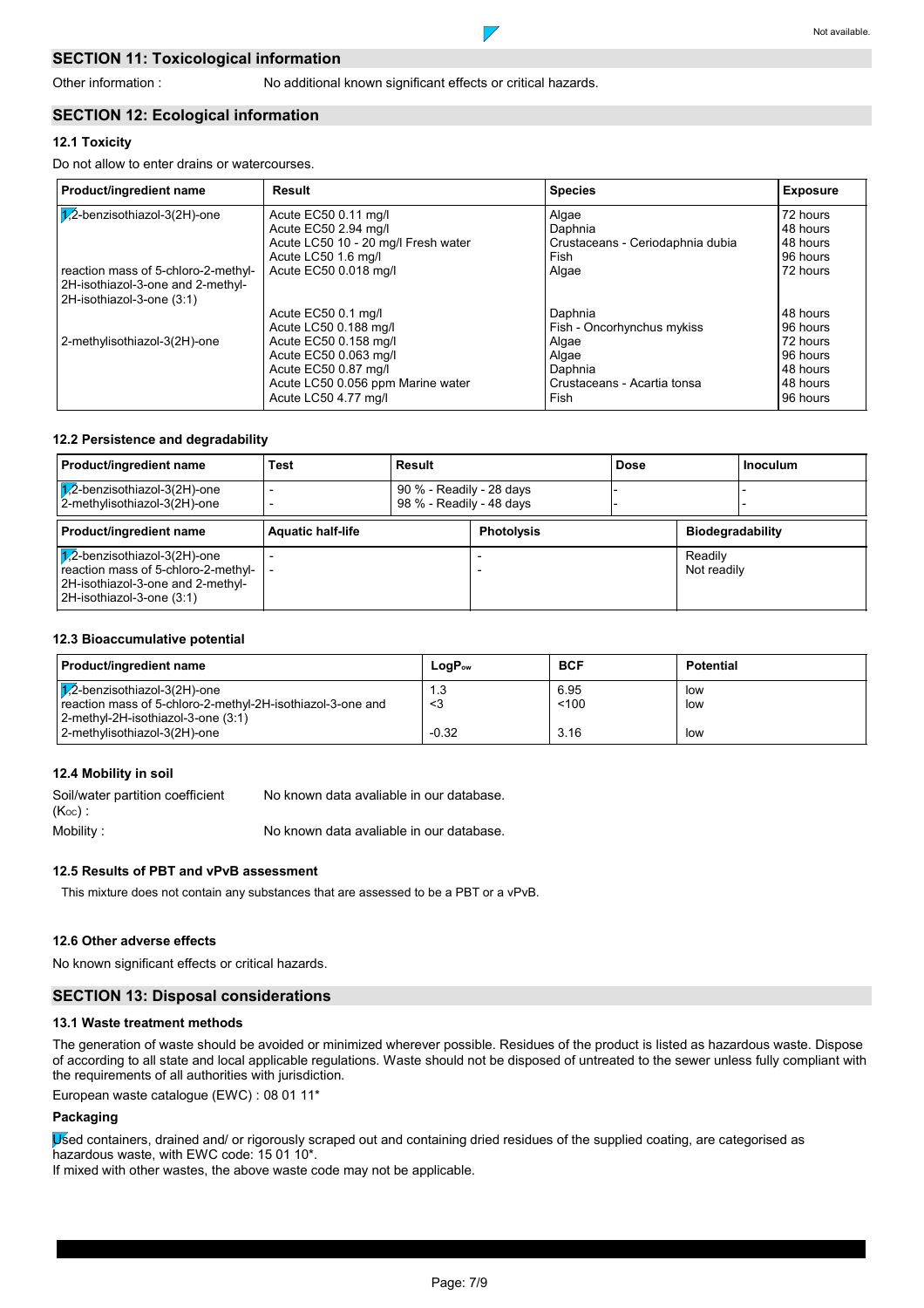## SECTION 11: Toxicological information

Other information : No additional known significant effects or critical hazards.

## SECTION 12: Ecological information

### 12.1 Toxicity

Do not allow to enter drains or watercourses.

| Product/ingredient name | Result | Species | Exposure |
|---|---|---|---|
| 1,2-benzisothiazol-3(2H)-one | Acute EC50 0.11 mg/l | Algae | 72 hours |
| | Acute EC50 2.94 mg/l | Daphnia | 48 hours |
| | Acute LC50 10 - 20 mg/l Fresh water | Crustaceans - Ceriodaphnia dubia | 48 hours |
| | Acute LC50 1.6 mg/l | Fish | 96 hours |
| reaction mass of 5-chloro-2-methyl-2H-isothiazol-3-one and 2-methyl-2H-isothiazol-3-one (3:1) | Acute EC50 0.018 mg/l | Algae | 72 hours |
| | Acute EC50 0.1 mg/l | Daphnia | 48 hours |
| | Acute LC50 0.188 mg/l | Fish - Oncorhynchus mykiss | 96 hours |
| 2-methylisothiazol-3(2H)-one | Acute EC50 0.158 mg/l | Algae | 72 hours |
| | Acute EC50 0.063 mg/l | Algae | 96 hours |
| | Acute EC50 0.87 mg/l | Daphnia | 48 hours |
| | Acute LC50 0.056 ppm Marine water | Crustaceans - Acartia tonsa | 48 hours |
| | Acute LC50 4.77 mg/l | Fish | 96 hours |

### 12.2 Persistence and degradability

| Product/ingredient name | Test | Result | Dose | Inoculum |
|---|---|---|---|---|
| 1,2-benzisothiazol-3(2H)-one | - | 90 % - Readily - 28 days | - | - |
| 2-methylisothiazol-3(2H)-one | - | 98 % - Readily - 48 days | - | - |

| Product/ingredient name | Aquatic half-life | Photolysis | Biodegradability |
|---|---|---|---|
| 1,2-benzisothiazol-3(2H)-one | - | - | Readily |
| reaction mass of 5-chloro-2-methyl-2H-isothiazol-3-one and 2-methyl-2H-isothiazol-3-one (3:1) | - | - | Not readily |

### 12.3 Bioaccumulative potential

| Product/ingredient name | $LogP_{ow}$ | BCF | Potential |
|---|---|---|---|
| 1,2-benzisothiazol-3(2H)-one | 1.3 | 6.95 | low |
| reaction mass of 5-chloro-2-methyl-2H-isothiazol-3-one and 2-methyl-2H-isothiazol-3-one (3:1) | <3 | <100 | low |
| 2-methylisothiazol-3(2H)-one | -0.32 | 3.16 | low |

### 12.4 Mobility in soil

Soil/water partition coefficient ($K_{OC}$) : No known data avaliable in our database.

Mobility : No known data avaliable in our database.

### 12.5 Results of PBT and vPvB assessment

This mixture does not contain any substances that are assessed to be a PBT or a vPvB.

### 12.6 Other adverse effects

No known significant effects or critical hazards.

## SECTION 13: Disposal considerations

### 13.1 Waste treatment methods

The generation of waste should be avoided or minimized wherever possible. Residues of the product is listed as hazardous waste. Dispose of according to all state and local applicable regulations. Waste should not be disposed of untreated to the sewer unless fully compliant with the requirements of all authorities with jurisdiction.

European waste catalogue (EWC) : 08 01 11*

### Packaging

Used containers, drained and/ or rigorously scraped out and containing dried residues of the supplied coating, are categorised as hazardous waste, with EWC code: 15 01 10*.
If mixed with other wastes, the above waste code may not be applicable.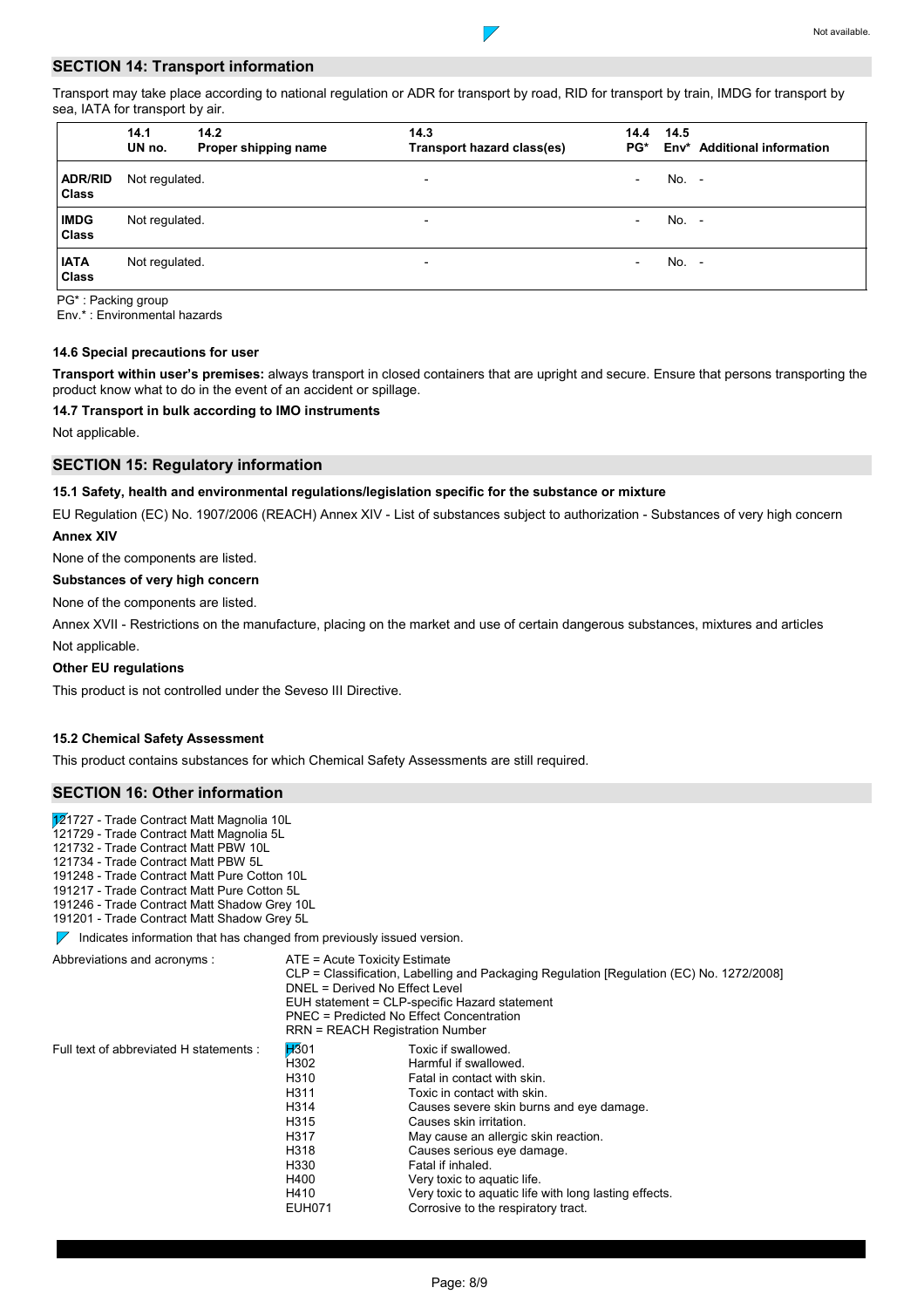## SECTION 14: Transport information

Transport may take place according to national regulation or ADR for transport by road, RID for transport by train, IMDG for transport by sea, IATA for transport by air.

| | 14.1 UN no. | 14.2 Proper shipping name | 14.3 Transport hazard class(es) | 14.4 PG* | 14.5 Env* | Additional information |
|---|---|---|---|---|---|---|
| **ADR/RID Class** | Not regulated. | | - | - | No. | - |
| **IMDG Class** | Not regulated. | | - | - | No. | - |
| **IATA Class** | Not regulated. | | - | - | No. | - |

PG* : Packing group
Env.* : Environmental hazards

### 14.6 Special precautions for user

**Transport within user's premises:** always transport in closed containers that are upright and secure. Ensure that persons transporting the product know what to do in the event of an accident or spillage.

### 14.7 Transport in bulk according to IMO instruments

Not applicable.

## SECTION 15: Regulatory information

### 15.1 Safety, health and environmental regulations/legislation specific for the substance or mixture

EU Regulation (EC) No. 1907/2006 (REACH) Annex XIV - List of substances subject to authorization - Substances of very high concern

**Annex XIV**

None of the components are listed.

**Substances of very high concern**

None of the components are listed.

Annex XVII - Restrictions on the manufacture, placing on the market and use of certain dangerous substances, mixtures and articles

Not applicable.

**Other EU regulations**

This product is not controlled under the Seveso III Directive.

### 15.2 Chemical Safety Assessment

This product contains substances for which Chemical Safety Assessments are still required.

## SECTION 16: Other information

121727 - Trade Contract Matt Magnolia 10L
121729 - Trade Contract Matt Magnolia 5L
121732 - Trade Contract Matt PBW 10L
121734 - Trade Contract Matt PBW 5L
191248 - Trade Contract Matt Pure Cotton 10L
191217 - Trade Contract Matt Pure Cotton 5L
191246 - Trade Contract Matt Shadow Grey 10L
191201 - Trade Contract Matt Shadow Grey 5L

Indicates information that has changed from previously issued version.

Abbreviations and acronyms :

ATE = Acute Toxicity Estimate
CLP = Classification, Labelling and Packaging Regulation [Regulation (EC) No. 1272/2008]
DNEL = Derived No Effect Level
EUH statement = CLP-specific Hazard statement
PNEC = Predicted No Effect Concentration
RRN = REACH Registration Number

Full text of abbreviated H statements :

| | |
|---|---|
| H301 | Toxic if swallowed. |
| H302 | Harmful if swallowed. |
| H310 | Fatal in contact with skin. |
| H311 | Toxic in contact with skin. |
| H314 | Causes severe skin burns and eye damage. |
| H315 | Causes skin irritation. |
| H317 | May cause an allergic skin reaction. |
| H318 | Causes serious eye damage. |
| H330 | Fatal if inhaled. |
| H400 | Very toxic to aquatic life. |
| H410 | Very toxic to aquatic life with long lasting effects. |
| EUH071 | Corrosive to the respiratory tract. |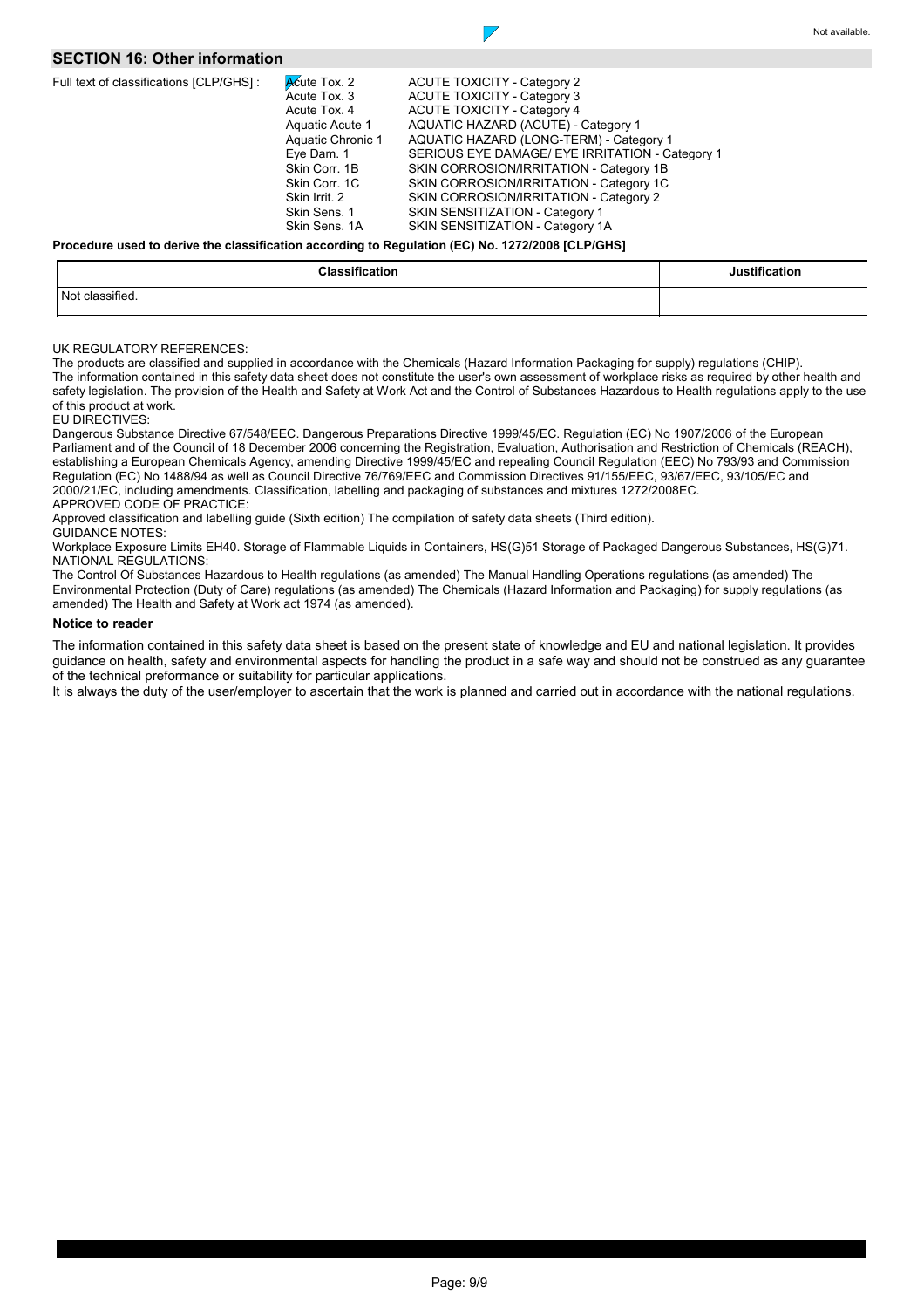## SECTION 16: Other information

Full text of classifications [CLP/GHS] :

| | |
|---|---|
| Acute Tox. 2 | ACUTE TOXICITY - Category 2 |
| Acute Tox. 3 | ACUTE TOXICITY - Category 3 |
| Acute Tox. 4 | ACUTE TOXICITY - Category 4 |
| Aquatic Acute 1 | AQUATIC HAZARD (ACUTE) - Category 1 |
| Aquatic Chronic 1 | AQUATIC HAZARD (LONG-TERM) - Category 1 |
| Eye Dam. 1 | SERIOUS EYE DAMAGE/ EYE IRRITATION - Category 1 |
| Skin Corr. 1B | SKIN CORROSION/IRRITATION - Category 1B |
| Skin Corr. 1C | SKIN CORROSION/IRRITATION - Category 1C |
| Skin Irrit. 2 | SKIN CORROSION/IRRITATION - Category 2 |
| Skin Sens. 1 | SKIN SENSITIZATION - Category 1 |
| Skin Sens. 1A | SKIN SENSITIZATION - Category 1A |

**Procedure used to derive the classification according to Regulation (EC) No. 1272/2008 [CLP/GHS]**

| Classification | Justification |
|---|---|
| Not classified. | |

UK REGULATORY REFERENCES:
The products are classified and supplied in accordance with the Chemicals (Hazard Information Packaging for supply) regulations (CHIP).
The information contained in this safety data sheet does not constitute the user's own assessment of workplace risks as required by other health and safety legislation. The provision of the Health and Safety at Work Act and the Control of Substances Hazardous to Health regulations apply to the use of this product at work.
EU DIRECTIVES:
Dangerous Substance Directive 67/548/EEC. Dangerous Preparations Directive 1999/45/EC. Regulation (EC) No 1907/2006 of the European Parliament and of the Council of 18 December 2006 concerning the Registration, Evaluation, Authorisation and Restriction of Chemicals (REACH), establishing a European Chemicals Agency, amending Directive 1999/45/EC and repealing Council Regulation (EEC) No 793/93 and Commission Regulation (EC) No 1488/94 as well as Council Directive 76/769/EEC and Commission Directives 91/155/EEC, 93/67/EEC, 93/105/EC and 2000/21/EC, including amendments. Classification, labelling and packaging of substances and mixtures 1272/2008EC.
APPROVED CODE OF PRACTICE:
Approved classification and labelling guide (Sixth edition) The compilation of safety data sheets (Third edition).
GUIDANCE NOTES:
Workplace Exposure Limits EH40. Storage of Flammable Liquids in Containers, HS(G)51 Storage of Packaged Dangerous Substances, HS(G)71.
NATIONAL REGULATIONS:
The Control Of Substances Hazardous to Health regulations (as amended) The Manual Handling Operations regulations (as amended) The Environmental Protection (Duty of Care) regulations (as amended) The Chemicals (Hazard Information and Packaging) for supply regulations (as amended) The Health and Safety at Work act 1974 (as amended).

**Notice to reader**

The information contained in this safety data sheet is based on the present state of knowledge and EU and national legislation. It provides guidance on health, safety and environmental aspects for handling the product in a safe way and should not be construed as any guarantee of the technical preformance or suitability for particular applications.
It is always the duty of the user/employer to ascertain that the work is planned and carried out in accordance with the national regulations.